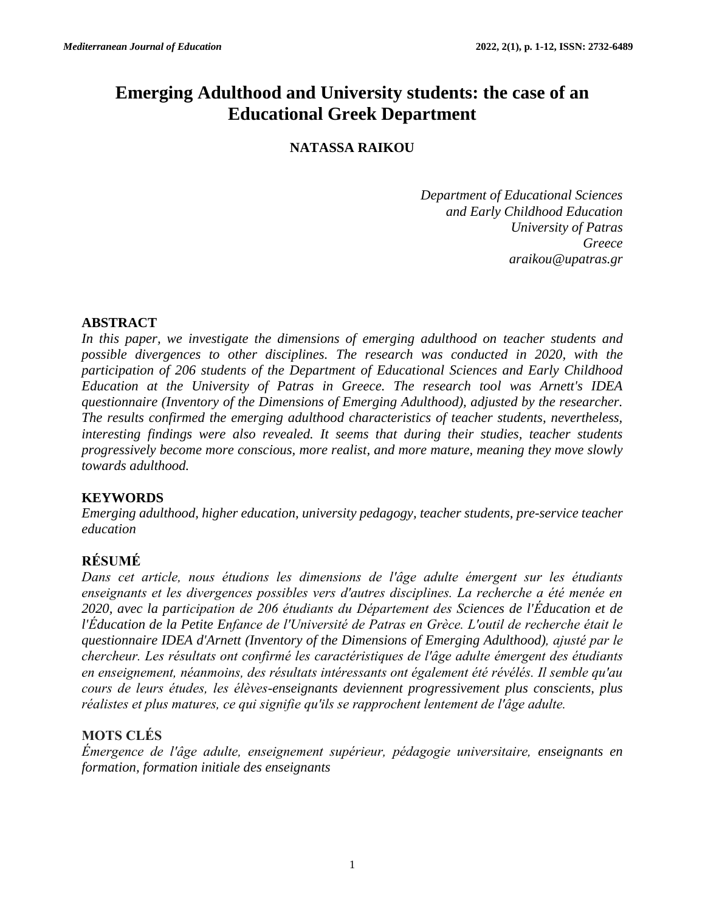# Emerging Adulthood and University students: the case of an Educational Greek Department

**NATASSA RAIKOU**

*Department of Educational Sciences and Early Childhood Education*
*University of Patras*
*Greece*
*araikou@upatras.gr*

## ABSTRACT

*In this paper, we investigate the dimensions of emerging adulthood on teacher students and possible divergences to other disciplines. The research was conducted in 2020, with the participation of 206 students of the Department of Educational Sciences and Early Childhood Education at the University of Patras in Greece. The research tool was Arnett's IDEA questionnaire (Inventory of the Dimensions of Emerging Adulthood), adjusted by the researcher. The results confirmed the emerging adulthood characteristics of teacher students, nevertheless, interesting findings were also revealed. It seems that during their studies, teacher students progressively become more conscious, more realist, and more mature, meaning they move slowly towards adulthood.*

## KEYWORDS

*Emerging adulthood, higher education, university pedagogy, teacher students, pre-service teacher education*

## RÉSUMÉ

*Dans cet article, nous étudions les dimensions de l'âge adulte émergent sur les étudiants enseignants et les divergences possibles vers d'autres disciplines. La recherche a été menée en 2020, avec la participation de 206 étudiants du Département des Sciences de l'Éducation et de l'Éducation de la Petite Enfance de l'Université de Patras en Grèce. L'outil de recherche était le questionnaire IDEA d'Arnett (Inventory of the Dimensions of Emerging Adulthood), ajusté par le chercheur. Les résultats ont confirmé les caractéristiques de l'âge adulte émergent des étudiants en enseignement, néanmoins, des résultats intéressants ont également été révélés. Il semble qu'au cours de leurs études, les élèves-enseignants deviennent progressivement plus conscients, plus réalistes et plus matures, ce qui signifie qu'ils se rapprochent lentement de l'âge adulte.*

## MOTS CLÉS

*Émergence de l'âge adulte, enseignement supérieur, pédagogie universitaire, enseignants en formation, formation initiale des enseignants*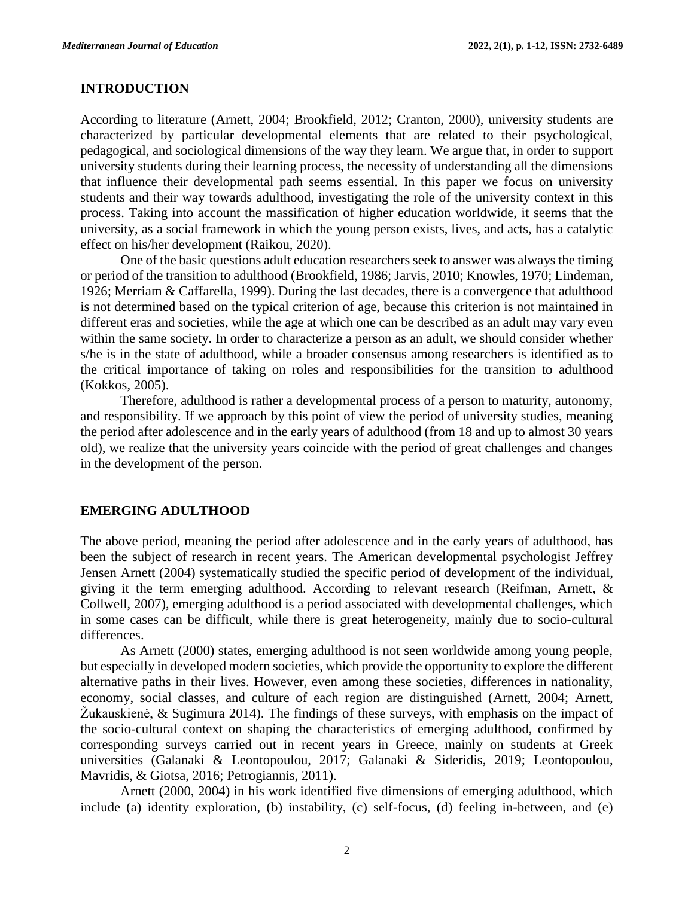## INTRODUCTION

According to literature (Arnett, 2004; Brookfield, 2012; Cranton, 2000), university students are characterized by particular developmental elements that are related to their psychological, pedagogical, and sociological dimensions of the way they learn. We argue that, in order to support university students during their learning process, the necessity of understanding all the dimensions that influence their developmental path seems essential. In this paper we focus on university students and their way towards adulthood, investigating the role of the university context in this process. Taking into account the massification of higher education worldwide, it seems that the university, as a social framework in which the young person exists, lives, and acts, has a catalytic effect on his/her development (Raikou, 2020).

One of the basic questions adult education researchers seek to answer was always the timing or period of the transition to adulthood (Brookfield, 1986; Jarvis, 2010; Knowles, 1970; Lindeman, 1926; Merriam & Caffarella, 1999). During the last decades, there is a convergence that adulthood is not determined based on the typical criterion of age, because this criterion is not maintained in different eras and societies, while the age at which one can be described as an adult may vary even within the same society. In order to characterize a person as an adult, we should consider whether s/he is in the state of adulthood, while a broader consensus among researchers is identified as to the critical importance of taking on roles and responsibilities for the transition to adulthood (Kokkos, 2005).

Therefore, adulthood is rather a developmental process of a person to maturity, autonomy, and responsibility. If we approach by this point of view the period of university studies, meaning the period after adolescence and in the early years of adulthood (from 18 and up to almost 30 years old), we realize that the university years coincide with the period of great challenges and changes in the development of the person.

## EMERGING ADULTHOOD

The above period, meaning the period after adolescence and in the early years of adulthood, has been the subject of research in recent years. The American developmental psychologist Jeffrey Jensen Arnett (2004) systematically studied the specific period of development of the individual, giving it the term emerging adulthood. According to relevant research (Reifman, Arnett, & Collwell, 2007), emerging adulthood is a period associated with developmental challenges, which in some cases can be difficult, while there is great heterogeneity, mainly due to socio-cultural differences.

As Arnett (2000) states, emerging adulthood is not seen worldwide among young people, but especially in developed modern societies, which provide the opportunity to explore the different alternative paths in their lives. However, even among these societies, differences in nationality, economy, social classes, and culture of each region are distinguished (Arnett, 2004; Arnett, Žukauskienė, & Sugimura 2014). The findings of these surveys, with emphasis on the impact of the socio-cultural context on shaping the characteristics of emerging adulthood, confirmed by corresponding surveys carried out in recent years in Greece, mainly on students at Greek universities (Galanaki & Leontopoulou, 2017; Galanaki & Sideridis, 2019; Leontopoulou, Mavridis, & Giotsa, 2016; Petrogiannis, 2011).

Arnett (2000, 2004) in his work identified five dimensions of emerging adulthood, which include (a) identity exploration, (b) instability, (c) self-focus, (d) feeling in-between, and (e)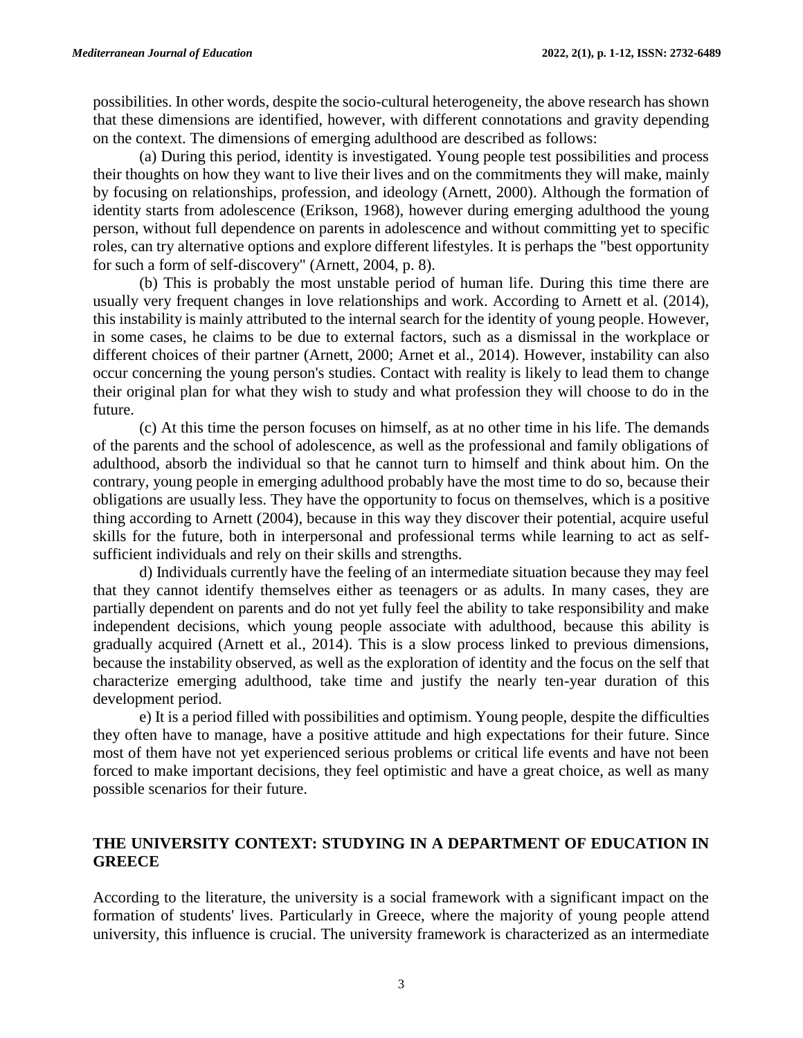possibilities. In other words, despite the socio-cultural heterogeneity, the above research has shown that these dimensions are identified, however, with different connotations and gravity depending on the context. The dimensions of emerging adulthood are described as follows:

(a) During this period, identity is investigated. Young people test possibilities and process their thoughts on how they want to live their lives and on the commitments they will make, mainly by focusing on relationships, profession, and ideology (Arnett, 2000). Although the formation of identity starts from adolescence (Erikson, 1968), however during emerging adulthood the young person, without full dependence on parents in adolescence and without committing yet to specific roles, can try alternative options and explore different lifestyles. It is perhaps the "best opportunity for such a form of self-discovery" (Arnett, 2004, p. 8).

(b) This is probably the most unstable period of human life. During this time there are usually very frequent changes in love relationships and work. According to Arnett et al. (2014), this instability is mainly attributed to the internal search for the identity of young people. However, in some cases, he claims to be due to external factors, such as a dismissal in the workplace or different choices of their partner (Arnett, 2000; Arnet et al., 2014). However, instability can also occur concerning the young person's studies. Contact with reality is likely to lead them to change their original plan for what they wish to study and what profession they will choose to do in the future.

(c) At this time the person focuses on himself, as at no other time in his life. The demands of the parents and the school of adolescence, as well as the professional and family obligations of adulthood, absorb the individual so that he cannot turn to himself and think about him. On the contrary, young people in emerging adulthood probably have the most time to do so, because their obligations are usually less. They have the opportunity to focus on themselves, which is a positive thing according to Arnett (2004), because in this way they discover their potential, acquire useful skills for the future, both in interpersonal and professional terms while learning to act as self-sufficient individuals and rely on their skills and strengths.

d) Individuals currently have the feeling of an intermediate situation because they may feel that they cannot identify themselves either as teenagers or as adults. In many cases, they are partially dependent on parents and do not yet fully feel the ability to take responsibility and make independent decisions, which young people associate with adulthood, because this ability is gradually acquired (Arnett et al., 2014). This is a slow process linked to previous dimensions, because the instability observed, as well as the exploration of identity and the focus on the self that characterize emerging adulthood, take time and justify the nearly ten-year duration of this development period.

e) It is a period filled with possibilities and optimism. Young people, despite the difficulties they often have to manage, have a positive attitude and high expectations for their future. Since most of them have not yet experienced serious problems or critical life events and have not been forced to make important decisions, they feel optimistic and have a great choice, as well as many possible scenarios for their future.

## THE UNIVERSITY CONTEXT: STUDYING IN A DEPARTMENT OF EDUCATION IN GREECE

According to the literature, the university is a social framework with a significant impact on the formation of students' lives. Particularly in Greece, where the majority of young people attend university, this influence is crucial. The university framework is characterized as an intermediate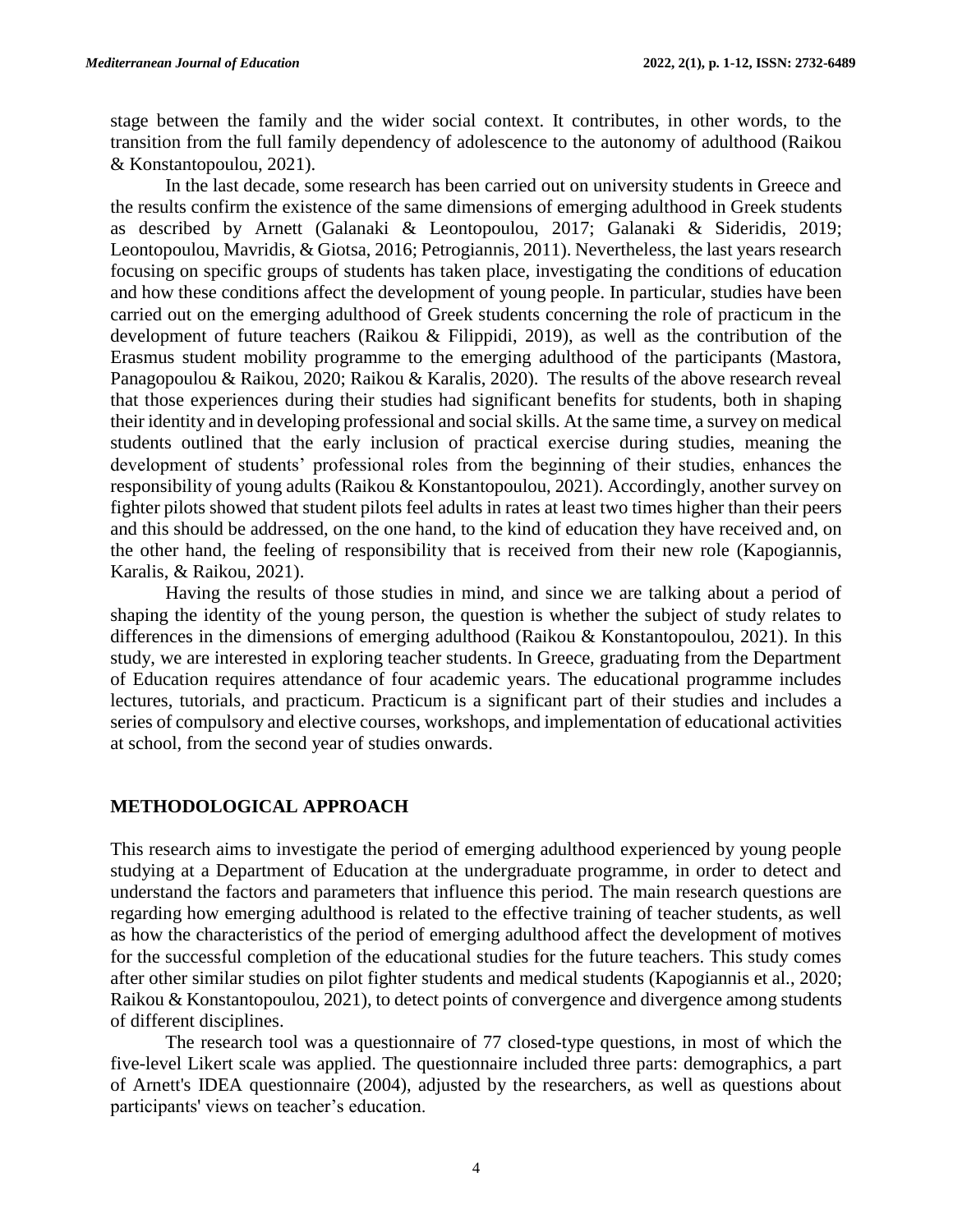stage between the family and the wider social context. It contributes, in other words, to the transition from the full family dependency of adolescence to the autonomy of adulthood (Raikou & Konstantopoulou, 2021).

In the last decade, some research has been carried out on university students in Greece and the results confirm the existence of the same dimensions of emerging adulthood in Greek students as described by Arnett (Galanaki & Leontopoulou, 2017; Galanaki & Sideridis, 2019; Leontopoulou, Mavridis, & Giotsa, 2016; Petrogiannis, 2011). Nevertheless, the last years research focusing on specific groups of students has taken place, investigating the conditions of education and how these conditions affect the development of young people. In particular, studies have been carried out on the emerging adulthood of Greek students concerning the role of practicum in the development of future teachers (Raikou & Filippidi, 2019), as well as the contribution of the Erasmus student mobility programme to the emerging adulthood of the participants (Mastora, Panagopoulou & Raikou, 2020; Raikou & Karalis, 2020). The results of the above research reveal that those experiences during their studies had significant benefits for students, both in shaping their identity and in developing professional and social skills. At the same time, a survey on medical students outlined that the early inclusion of practical exercise during studies, meaning the development of students' professional roles from the beginning of their studies, enhances the responsibility of young adults (Raikou & Konstantopoulou, 2021). Accordingly, another survey on fighter pilots showed that student pilots feel adults in rates at least two times higher than their peers and this should be addressed, on the one hand, to the kind of education they have received and, on the other hand, the feeling of responsibility that is received from their new role (Kapogiannis, Karalis, & Raikou, 2021).

Having the results of those studies in mind, and since we are talking about a period of shaping the identity of the young person, the question is whether the subject of study relates to differences in the dimensions of emerging adulthood (Raikou & Konstantopoulou, 2021). In this study, we are interested in exploring teacher students. In Greece, graduating from the Department of Education requires attendance of four academic years. The educational programme includes lectures, tutorials, and practicum. Practicum is a significant part of their studies and includes a series of compulsory and elective courses, workshops, and implementation of educational activities at school, from the second year of studies onwards.

## METHODOLOGICAL APPROACH

This research aims to investigate the period of emerging adulthood experienced by young people studying at a Department of Education at the undergraduate programme, in order to detect and understand the factors and parameters that influence this period. The main research questions are regarding how emerging adulthood is related to the effective training of teacher students, as well as how the characteristics of the period of emerging adulthood affect the development of motives for the successful completion of the educational studies for the future teachers. This study comes after other similar studies on pilot fighter students and medical students (Kapogiannis et al., 2020; Raikou & Konstantopoulou, 2021), to detect points of convergence and divergence among students of different disciplines.

The research tool was a questionnaire of 77 closed-type questions, in most of which the five-level Likert scale was applied. The questionnaire included three parts: demographics, a part of Arnett's IDEA questionnaire (2004), adjusted by the researchers, as well as questions about participants' views on teacher's education.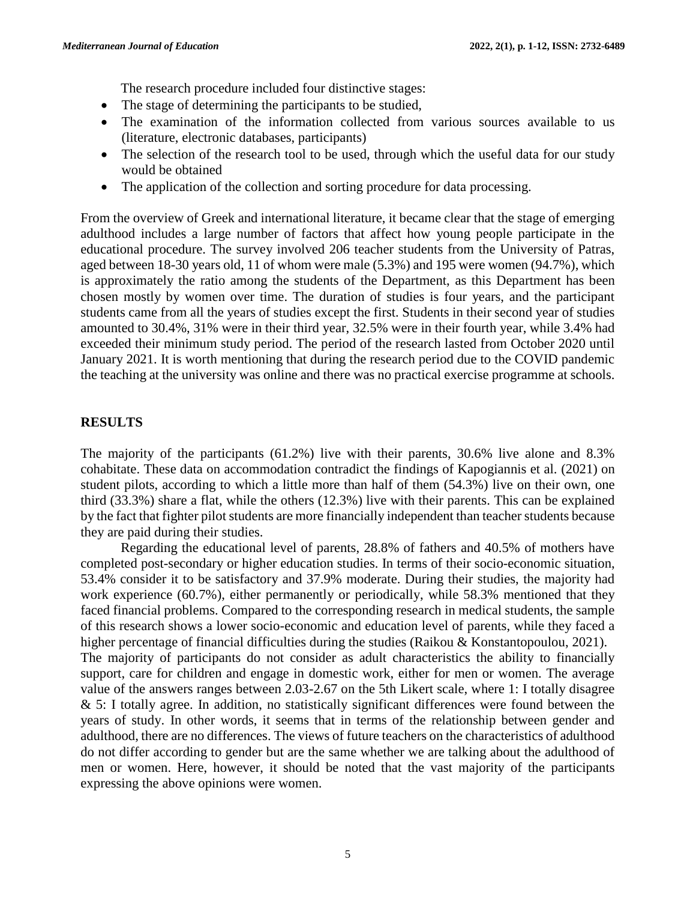The research procedure included four distinctive stages:

- The stage of determining the participants to be studied,
- The examination of the information collected from various sources available to us (literature, electronic databases, participants)
- The selection of the research tool to be used, through which the useful data for our study would be obtained
- The application of the collection and sorting procedure for data processing.

From the overview of Greek and international literature, it became clear that the stage of emerging adulthood includes a large number of factors that affect how young people participate in the educational procedure. The survey involved 206 teacher students from the University of Patras, aged between 18-30 years old, 11 of whom were male (5.3%) and 195 were women (94.7%), which is approximately the ratio among the students of the Department, as this Department has been chosen mostly by women over time. The duration of studies is four years, and the participant students came from all the years of studies except the first. Students in their second year of studies amounted to 30.4%, 31% were in their third year, 32.5% were in their fourth year, while 3.4% had exceeded their minimum study period. The period of the research lasted from October 2020 until January 2021. It is worth mentioning that during the research period due to the COVID pandemic the teaching at the university was online and there was no practical exercise programme at schools.

## RESULTS

The majority of the participants (61.2%) live with their parents, 30.6% live alone and 8.3% cohabitate. These data on accommodation contradict the findings of Kapogiannis et al. (2021) on student pilots, according to which a little more than half of them (54.3%) live on their own, one third (33.3%) share a flat, while the others (12.3%) live with their parents. This can be explained by the fact that fighter pilot students are more financially independent than teacher students because they are paid during their studies.

Regarding the educational level of parents, 28.8% of fathers and 40.5% of mothers have completed post-secondary or higher education studies. In terms of their socio-economic situation, 53.4% consider it to be satisfactory and 37.9% moderate. During their studies, the majority had work experience (60.7%), either permanently or periodically, while 58.3% mentioned that they faced financial problems. Compared to the corresponding research in medical students, the sample of this research shows a lower socio-economic and education level of parents, while they faced a higher percentage of financial difficulties during the studies (Raikou & Konstantopoulou, 2021).

The majority of participants do not consider as adult characteristics the ability to financially support, care for children and engage in domestic work, either for men or women. The average value of the answers ranges between 2.03-2.67 on the 5th Likert scale, where 1: I totally disagree & 5: I totally agree. In addition, no statistically significant differences were found between the years of study. In other words, it seems that in terms of the relationship between gender and adulthood, there are no differences. The views of future teachers on the characteristics of adulthood do not differ according to gender but are the same whether we are talking about the adulthood of men or women. Here, however, it should be noted that the vast majority of the participants expressing the above opinions were women.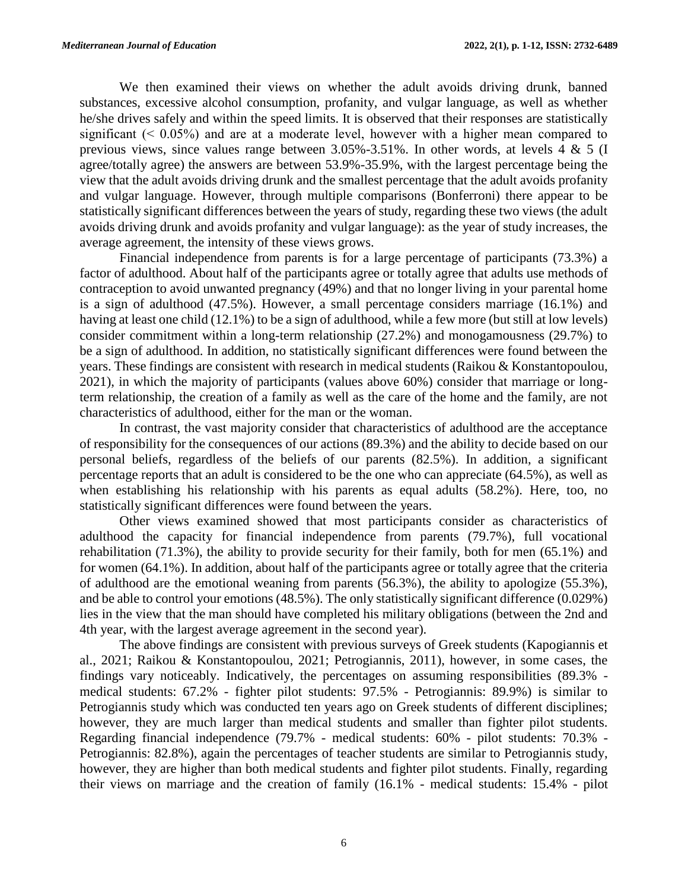We then examined their views on whether the adult avoids driving drunk, banned substances, excessive alcohol consumption, profanity, and vulgar language, as well as whether he/she drives safely and within the speed limits. It is observed that their responses are statistically significant (< 0.05%) and are at a moderate level, however with a higher mean compared to previous views, since values range between 3.05%-3.51%. In other words, at levels 4 & 5 (I agree/totally agree) the answers are between 53.9%-35.9%, with the largest percentage being the view that the adult avoids driving drunk and the smallest percentage that the adult avoids profanity and vulgar language. However, through multiple comparisons (Bonferroni) there appear to be statistically significant differences between the years of study, regarding these two views (the adult avoids driving drunk and avoids profanity and vulgar language): as the year of study increases, the average agreement, the intensity of these views grows.

Financial independence from parents is for a large percentage of participants (73.3%) a factor of adulthood. About half of the participants agree or totally agree that adults use methods of contraception to avoid unwanted pregnancy (49%) and that no longer living in your parental home is a sign of adulthood (47.5%). However, a small percentage considers marriage (16.1%) and having at least one child (12.1%) to be a sign of adulthood, while a few more (but still at low levels) consider commitment within a long-term relationship (27.2%) and monogamousness (29.7%) to be a sign of adulthood. In addition, no statistically significant differences were found between the years. These findings are consistent with research in medical students (Raikou & Konstantopoulou, 2021), in which the majority of participants (values above 60%) consider that marriage or long-term relationship, the creation of a family as well as the care of the home and the family, are not characteristics of adulthood, either for the man or the woman.

In contrast, the vast majority consider that characteristics of adulthood are the acceptance of responsibility for the consequences of our actions (89.3%) and the ability to decide based on our personal beliefs, regardless of the beliefs of our parents (82.5%). In addition, a significant percentage reports that an adult is considered to be the one who can appreciate (64.5%), as well as when establishing his relationship with his parents as equal adults (58.2%). Here, too, no statistically significant differences were found between the years.

Other views examined showed that most participants consider as characteristics of adulthood the capacity for financial independence from parents (79.7%), full vocational rehabilitation (71.3%), the ability to provide security for their family, both for men (65.1%) and for women (64.1%). In addition, about half of the participants agree or totally agree that the criteria of adulthood are the emotional weaning from parents (56.3%), the ability to apologize (55.3%), and be able to control your emotions (48.5%). The only statistically significant difference (0.029%) lies in the view that the man should have completed his military obligations (between the 2nd and 4th year, with the largest average agreement in the second year).

The above findings are consistent with previous surveys of Greek students (Kapogiannis et al., 2021; Raikou & Konstantopoulou, 2021; Petrogiannis, 2011), however, in some cases, the findings vary noticeably. Indicatively, the percentages on assuming responsibilities (89.3% - medical students: 67.2% - fighter pilot students: 97.5% - Petrogiannis: 89.9%) is similar to Petrogiannis study which was conducted ten years ago on Greek students of different disciplines; however, they are much larger than medical students and smaller than fighter pilot students. Regarding financial independence (79.7% - medical students: 60% - pilot students: 70.3% - Petrogiannis: 82.8%), again the percentages of teacher students are similar to Petrogiannis study, however, they are higher than both medical students and fighter pilot students. Finally, regarding their views on marriage and the creation of family (16.1% - medical students: 15.4% - pilot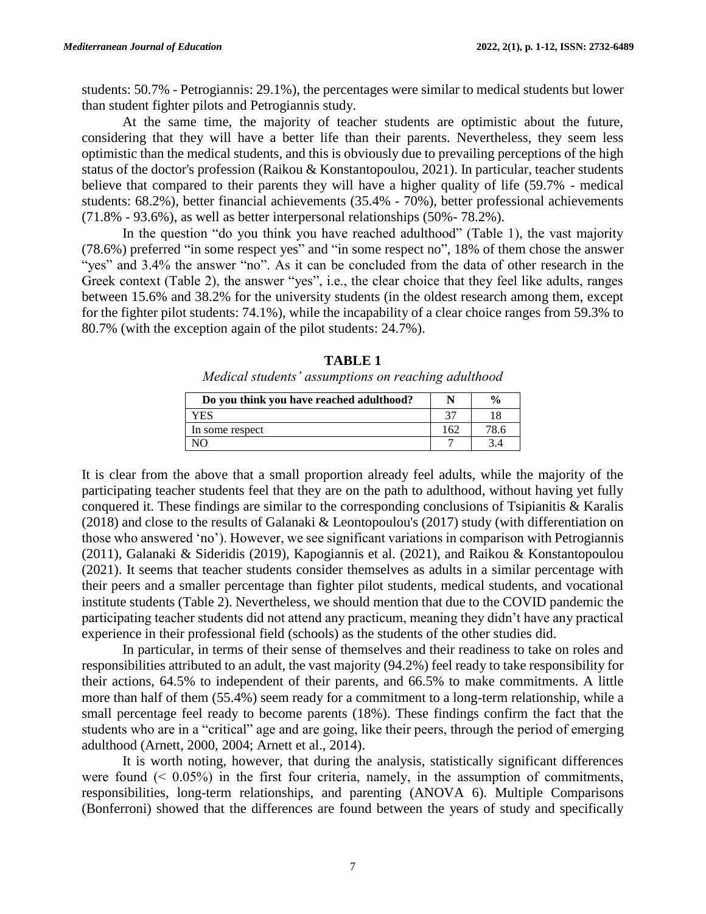students: 50.7% - Petrogiannis: 29.1%), the percentages were similar to medical students but lower than student fighter pilots and Petrogiannis study.

At the same time, the majority of teacher students are optimistic about the future, considering that they will have a better life than their parents. Nevertheless, they seem less optimistic than the medical students, and this is obviously due to prevailing perceptions of the high status of the doctor's profession (Raikou & Konstantopoulou, 2021). In particular, teacher students believe that compared to their parents they will have a higher quality of life (59.7% - medical students: 68.2%), better financial achievements (35.4% - 70%), better professional achievements (71.8% - 93.6%), as well as better interpersonal relationships (50%- 78.2%).

In the question "do you think you have reached adulthood" (Table 1), the vast majority (78.6%) preferred "in some respect yes" and "in some respect no", 18% of them chose the answer "yes" and 3.4% the answer "no". As it can be concluded from the data of other research in the Greek context (Table 2), the answer "yes", i.e., the clear choice that they feel like adults, ranges between 15.6% and 38.2% for the university students (in the oldest research among them, except for the fighter pilot students: 74.1%), while the incapability of a clear choice ranges from 59.3% to 80.7% (with the exception again of the pilot students: 24.7%).

**TABLE 1**

*Medical students' assumptions on reaching adulthood*

| Do you think you have reached adulthood? | N | % |
|---|---|---|
| YES | 37 | 18 |
| In some respect | 162 | 78.6 |
| NO | 7 | 3.4 |

It is clear from the above that a small proportion already feel adults, while the majority of the participating teacher students feel that they are on the path to adulthood, without having yet fully conquered it. These findings are similar to the corresponding conclusions of Tsipianitis & Karalis (2018) and close to the results of Galanaki & Leontopoulou's (2017) study (with differentiation on those who answered 'no'). However, we see significant variations in comparison with Petrogiannis (2011), Galanaki & Sideridis (2019), Kapogiannis et al. (2021), and Raikou & Konstantopoulou (2021). It seems that teacher students consider themselves as adults in a similar percentage with their peers and a smaller percentage than fighter pilot students, medical students, and vocational institute students (Table 2). Nevertheless, we should mention that due to the COVID pandemic the participating teacher students did not attend any practicum, meaning they didn't have any practical experience in their professional field (schools) as the students of the other studies did.

In particular, in terms of their sense of themselves and their readiness to take on roles and responsibilities attributed to an adult, the vast majority (94.2%) feel ready to take responsibility for their actions, 64.5% to independent of their parents, and 66.5% to make commitments. A little more than half of them (55.4%) seem ready for a commitment to a long-term relationship, while a small percentage feel ready to become parents (18%). These findings confirm the fact that the students who are in a "critical" age and are going, like their peers, through the period of emerging adulthood (Arnett, 2000, 2004; Arnett et al., 2014).

It is worth noting, however, that during the analysis, statistically significant differences were found (< 0.05%) in the first four criteria, namely, in the assumption of commitments, responsibilities, long-term relationships, and parenting (ANOVA 6). Multiple Comparisons (Bonferroni) showed that the differences are found between the years of study and specifically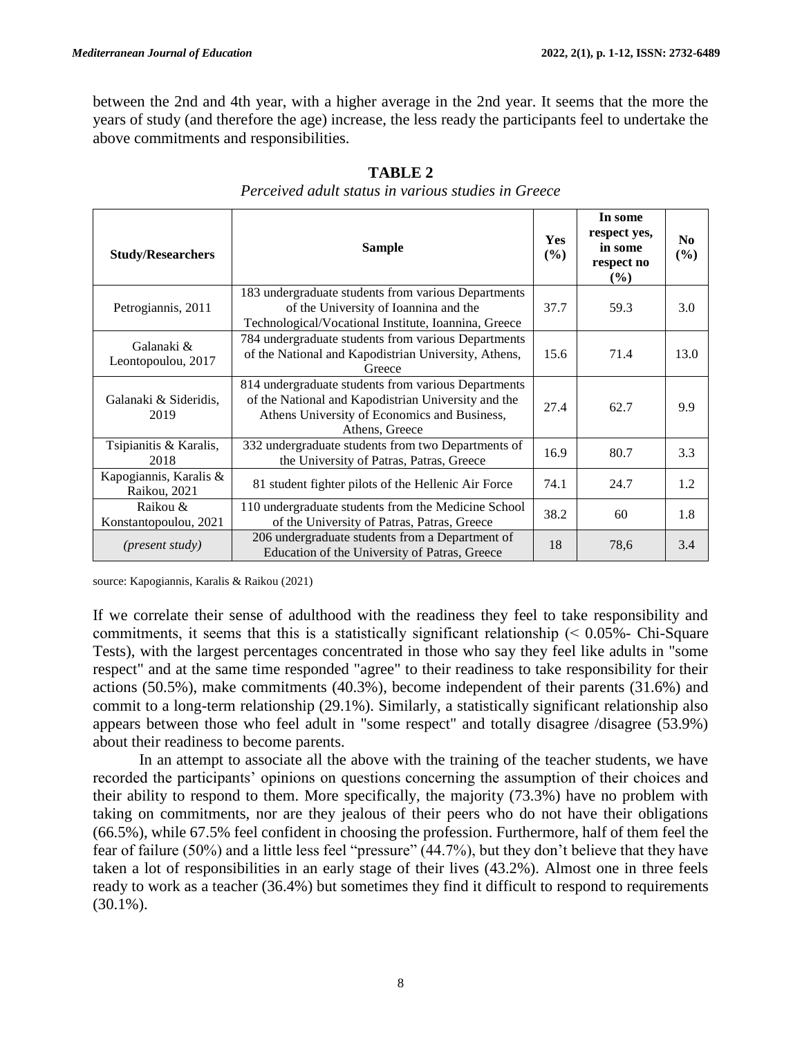between the 2nd and 4th year, with a higher average in the 2nd year. It seems that the more the years of study (and therefore the age) increase, the less ready the participants feel to undertake the above commitments and responsibilities.

**TABLE 2**

*Perceived adult status in various studies in Greece*

| Study/Researchers | Sample | Yes (%) | In some respect yes, in some respect no (%) | No (%) |
|---|---|---|---|---|
| Petrogiannis, 2011 | 183 undergraduate students from various Departments of the University of Ioannina and the Technological/Vocational Institute, Ioannina, Greece | 37.7 | 59.3 | 3.0 |
| Galanaki & Leontopoulou, 2017 | 784 undergraduate students from various Departments of the National and Kapodistrian University, Athens, Greece | 15.6 | 71.4 | 13.0 |
| Galanaki & Sideridis, 2019 | 814 undergraduate students from various Departments of the National and Kapodistrian University and the Athens University of Economics and Business, Athens, Greece | 27.4 | 62.7 | 9.9 |
| Tsipianitis & Karalis, 2018 | 332 undergraduate students from two Departments of the University of Patras, Patras, Greece | 16.9 | 80.7 | 3.3 |
| Kapogiannis, Karalis & Raikou, 2021 | 81 student fighter pilots of the Hellenic Air Force | 74.1 | 24.7 | 1.2 |
| Raikou & Konstantopoulou, 2021 | 110 undergraduate students from the Medicine School of the University of Patras, Patras, Greece | 38.2 | 60 | 1.8 |
| *(present study)* | 206 undergraduate students from a Department of Education of the University of Patras, Greece | 18 | 78,6 | 3.4 |

source: Kapogiannis, Karalis & Raikou (2021)

If we correlate their sense of adulthood with the readiness they feel to take responsibility and commitments, it seems that this is a statistically significant relationship (< 0.05%- Chi-Square Tests), with the largest percentages concentrated in those who say they feel like adults in "some respect" and at the same time responded "agree" to their readiness to take responsibility for their actions (50.5%), make commitments (40.3%), become independent of their parents (31.6%) and commit to a long-term relationship (29.1%). Similarly, a statistically significant relationship also appears between those who feel adult in "some respect" and totally disagree /disagree (53.9%) about their readiness to become parents.

In an attempt to associate all the above with the training of the teacher students, we have recorded the participants' opinions on questions concerning the assumption of their choices and their ability to respond to them. More specifically, the majority (73.3%) have no problem with taking on commitments, nor are they jealous of their peers who do not have their obligations (66.5%), while 67.5% feel confident in choosing the profession. Furthermore, half of them feel the fear of failure (50%) and a little less feel "pressure" (44.7%), but they don't believe that they have taken a lot of responsibilities in an early stage of their lives (43.2%). Almost one in three feels ready to work as a teacher (36.4%) but sometimes they find it difficult to respond to requirements (30.1%).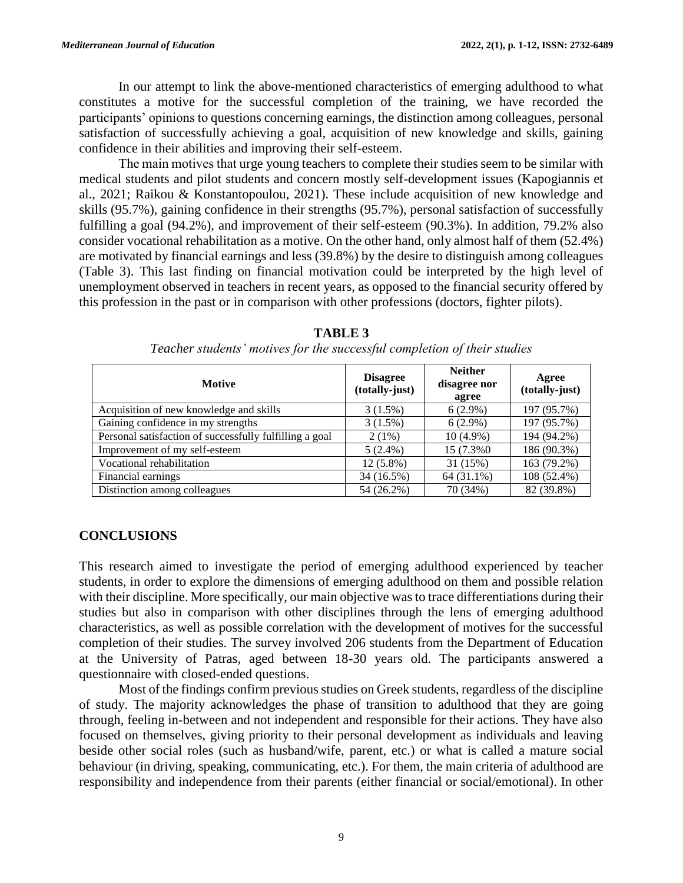In our attempt to link the above-mentioned characteristics of emerging adulthood to what constitutes a motive for the successful completion of the training, we have recorded the participants' opinions to questions concerning earnings, the distinction among colleagues, personal satisfaction of successfully achieving a goal, acquisition of new knowledge and skills, gaining confidence in their abilities and improving their self-esteem.

The main motives that urge young teachers to complete their studies seem to be similar with medical students and pilot students and concern mostly self-development issues (Kapogiannis et al., 2021; Raikou & Konstantopoulou, 2021). These include acquisition of new knowledge and skills (95.7%), gaining confidence in their strengths (95.7%), personal satisfaction of successfully fulfilling a goal (94.2%), and improvement of their self-esteem (90.3%). In addition, 79.2% also consider vocational rehabilitation as a motive. On the other hand, only almost half of them (52.4%) are motivated by financial earnings and less (39.8%) by the desire to distinguish among colleagues (Table 3). This last finding on financial motivation could be interpreted by the high level of unemployment observed in teachers in recent years, as opposed to the financial security offered by this profession in the past or in comparison with other professions (doctors, fighter pilots).

**TABLE 3**

*Teacher students' motives for the successful completion of their studies*

| Motive | Disagree (totally-just) | Neither disagree nor agree | Agree (totally-just) |
|---|---|---|---|
| Acquisition of new knowledge and skills | 3 (1.5%) | 6 (2.9%) | 197 (95.7%) |
| Gaining confidence in my strengths | 3 (1.5%) | 6 (2.9%) | 197 (95.7%) |
| Personal satisfaction of successfully fulfilling a goal | 2 (1%) | 10 (4.9%) | 194 (94.2%) |
| Improvement of my self-esteem | 5 (2.4%) | 15 (7.3%0 | 186 (90.3%) |
| Vocational rehabilitation | 12 (5.8%) | 31 (15%) | 163 (79.2%) |
| Financial earnings | 34 (16.5%) | 64 (31.1%) | 108 (52.4%) |
| Distinction among colleagues | 54 (26.2%) | 70 (34%) | 82 (39.8%) |

## CONCLUSIONS

This research aimed to investigate the period of emerging adulthood experienced by teacher students, in order to explore the dimensions of emerging adulthood on them and possible relation with their discipline. More specifically, our main objective was to trace differentiations during their studies but also in comparison with other disciplines through the lens of emerging adulthood characteristics, as well as possible correlation with the development of motives for the successful completion of their studies. The survey involved 206 students from the Department of Education at the University of Patras, aged between 18-30 years old. The participants answered a questionnaire with closed-ended questions.

Most of the findings confirm previous studies on Greek students, regardless of the discipline of study. The majority acknowledges the phase of transition to adulthood that they are going through, feeling in-between and not independent and responsible for their actions. They have also focused on themselves, giving priority to their personal development as individuals and leaving beside other social roles (such as husband/wife, parent, etc.) or what is called a mature social behaviour (in driving, speaking, communicating, etc.). For them, the main criteria of adulthood are responsibility and independence from their parents (either financial or social/emotional). In other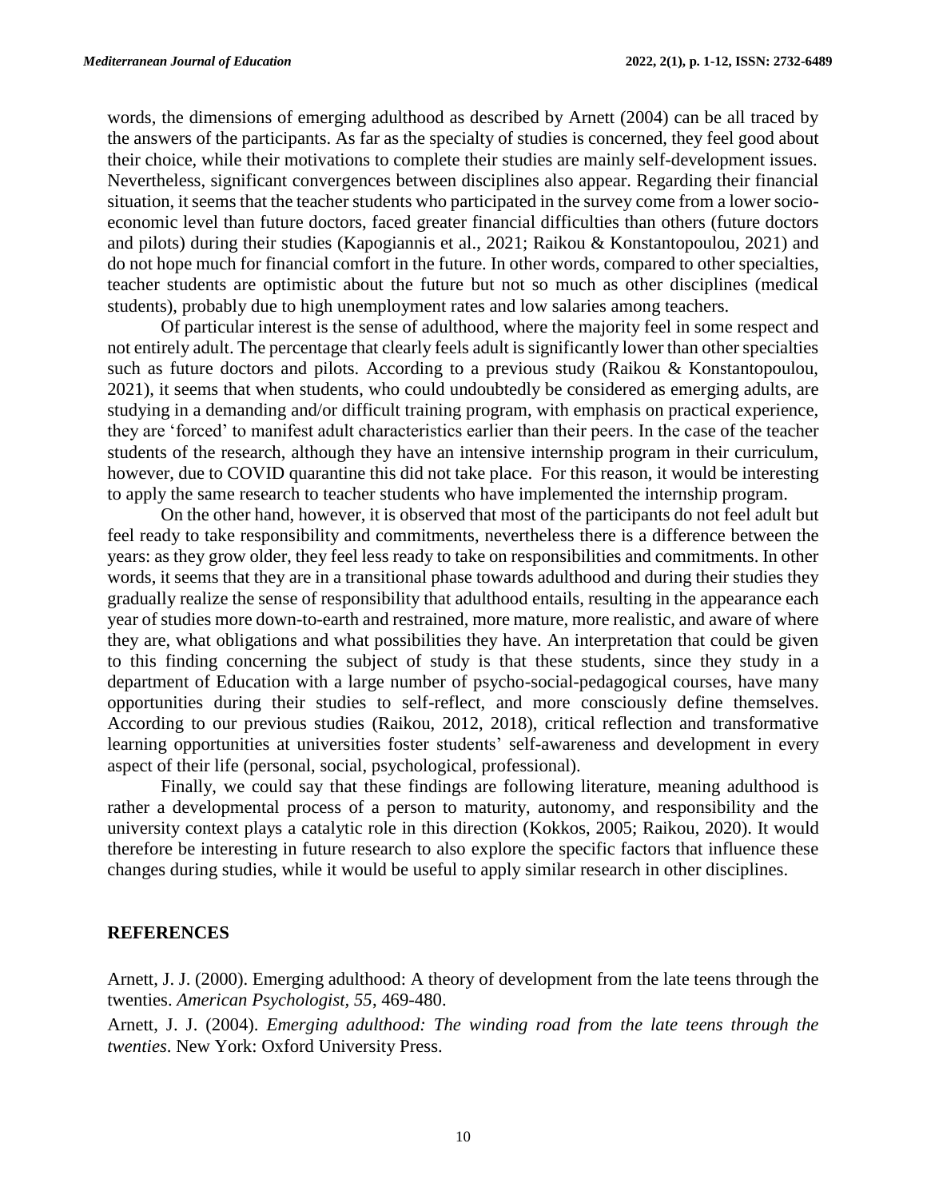words, the dimensions of emerging adulthood as described by Arnett (2004) can be all traced by the answers of the participants. As far as the specialty of studies is concerned, they feel good about their choice, while their motivations to complete their studies are mainly self-development issues. Nevertheless, significant convergences between disciplines also appear. Regarding their financial situation, it seems that the teacher students who participated in the survey come from a lower socio-economic level than future doctors, faced greater financial difficulties than others (future doctors and pilots) during their studies (Kapogiannis et al., 2021; Raikou & Konstantopoulou, 2021) and do not hope much for financial comfort in the future. In other words, compared to other specialties, teacher students are optimistic about the future but not so much as other disciplines (medical students), probably due to high unemployment rates and low salaries among teachers.

Of particular interest is the sense of adulthood, where the majority feel in some respect and not entirely adult. The percentage that clearly feels adult is significantly lower than other specialties such as future doctors and pilots. According to a previous study (Raikou & Konstantopoulou, 2021), it seems that when students, who could undoubtedly be considered as emerging adults, are studying in a demanding and/or difficult training program, with emphasis on practical experience, they are 'forced' to manifest adult characteristics earlier than their peers. In the case of the teacher students of the research, although they have an intensive internship program in their curriculum, however, due to COVID quarantine this did not take place. For this reason, it would be interesting to apply the same research to teacher students who have implemented the internship program.

On the other hand, however, it is observed that most of the participants do not feel adult but feel ready to take responsibility and commitments, nevertheless there is a difference between the years: as they grow older, they feel less ready to take on responsibilities and commitments. In other words, it seems that they are in a transitional phase towards adulthood and during their studies they gradually realize the sense of responsibility that adulthood entails, resulting in the appearance each year of studies more down-to-earth and restrained, more mature, more realistic, and aware of where they are, what obligations and what possibilities they have. An interpretation that could be given to this finding concerning the subject of study is that these students, since they study in a department of Education with a large number of psycho-social-pedagogical courses, have many opportunities during their studies to self-reflect, and more consciously define themselves. According to our previous studies (Raikou, 2012, 2018), critical reflection and transformative learning opportunities at universities foster students' self-awareness and development in every aspect of their life (personal, social, psychological, professional).

Finally, we could say that these findings are following literature, meaning adulthood is rather a developmental process of a person to maturity, autonomy, and responsibility and the university context plays a catalytic role in this direction (Kokkos, 2005; Raikou, 2020). It would therefore be interesting in future research to also explore the specific factors that influence these changes during studies, while it would be useful to apply similar research in other disciplines.

## REFERENCES

Arnett, J. J. (2000). Emerging adulthood: A theory of development from the late teens through the twenties. *American Psychologist, 55*, 469-480.

Arnett, J. J. (2004). *Emerging adulthood: The winding road from the late teens through the twenties*. New York: Oxford University Press.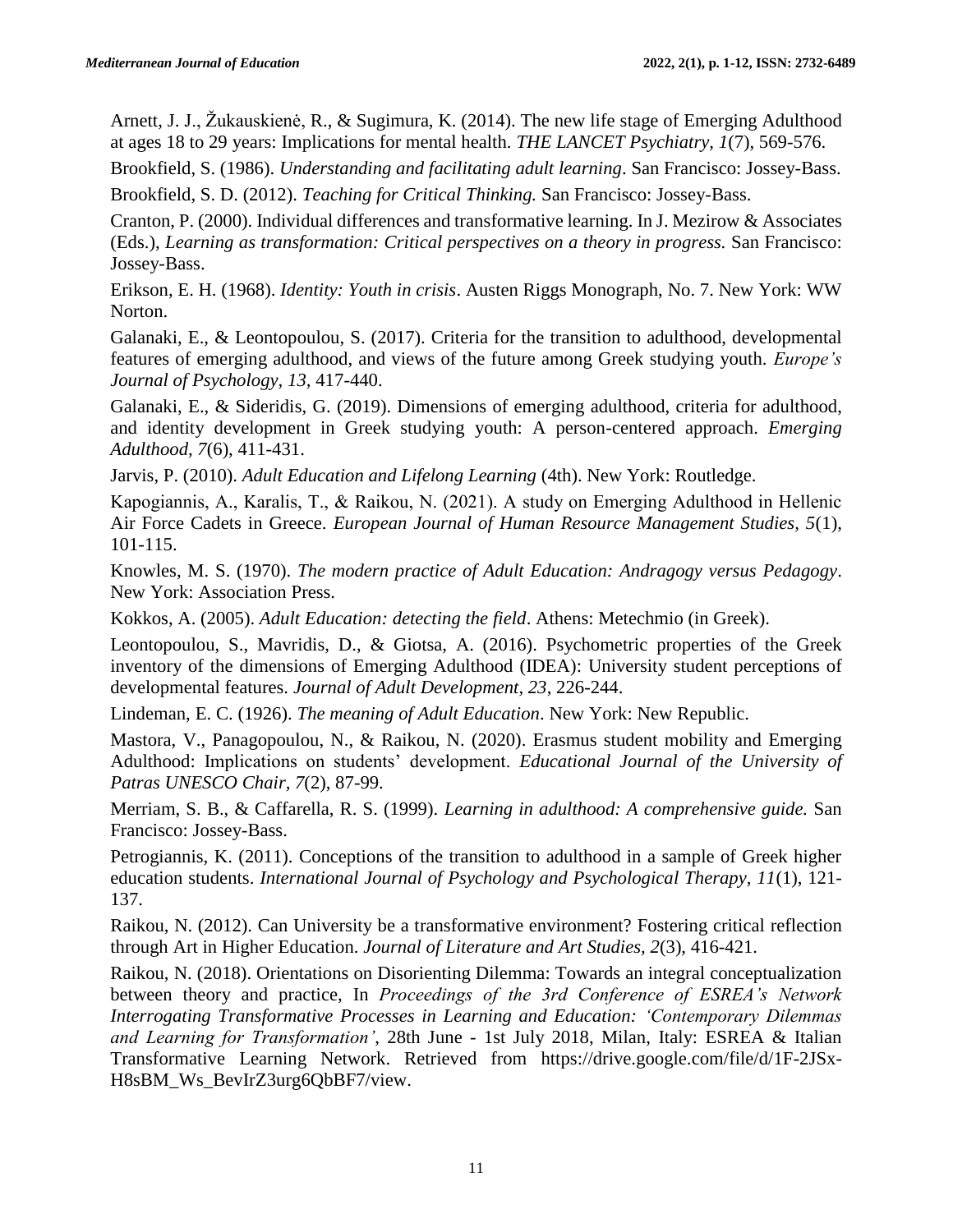Arnett, J. J., Žukauskienė, R., & Sugimura, K. (2014). The new life stage of Emerging Adulthood at ages 18 to 29 years: Implications for mental health. *THE LANCET Psychiatry*, *1*(7), 569-576.

Brookfield, S. (1986). *Understanding and facilitating adult learning*. San Francisco: Jossey-Bass.

Brookfield, S. D. (2012). *Teaching for Critical Thinking.* San Francisco: Jossey-Bass.

Cranton, P. (2000). Individual differences and transformative learning. In J. Mezirow & Associates (Eds.), *Learning as transformation: Critical perspectives on a theory in progress.* San Francisco: Jossey-Bass.

Erikson, E. H. (1968). *Identity: Youth in crisis*. Austen Riggs Monograph, No. 7. New York: WW Norton.

Galanaki, E., & Leontopoulou, S. (2017). Criteria for the transition to adulthood, developmental features of emerging adulthood, and views of the future among Greek studying youth. *Europe's Journal of Psychology, 13*, 417-440.

Galanaki, E., & Sideridis, G. (2019). Dimensions of emerging adulthood, criteria for adulthood, and identity development in Greek studying youth: A person-centered approach. *Emerging Adulthood, 7*(6), 411-431.

Jarvis, P. (2010). *Adult Education and Lifelong Learning* (4th). New York: Routledge.

Kapogiannis, A., Karalis, T., & Raikou, N. (2021). A study on Emerging Adulthood in Hellenic Air Force Cadets in Greece. *European Journal of Human Resource Management Studies*, *5*(1), 101-115.

Knowles, M. S. (1970). *The modern practice of Adult Education: Andragogy versus Pedagogy*. New York: Association Press.

Kokkos, A. (2005). *Adult Education: detecting the field*. Athens: Metechmio (in Greek).

Leontopoulou, S., Mavridis, D., & Giotsa, A. (2016). Psychometric properties of the Greek inventory of the dimensions of Emerging Adulthood (IDEA): University student perceptions of developmental features. *Journal of Adult Development, 23*, 226-244.

Lindeman, E. C. (1926). *The meaning of Adult Education*. New York: New Republic.

Mastora, V., Panagopoulou, N., & Raikou, N. (2020). Erasmus student mobility and Emerging Adulthood: Implications on students' development. *Educational Journal of the University of Patras UNESCO Chair, 7*(2), 87-99.

Merriam, S. B., & Caffarella, R. S. (1999). *Learning in adulthood: A comprehensive guide.* San Francisco: Jossey-Bass.

Petrogiannis, K. (2011). Conceptions of the transition to adulthood in a sample of Greek higher education students. *International Journal of Psychology and Psychological Therapy, 11*(1), 121-137.

Raikou, N. (2012). Can University be a transformative environment? Fostering critical reflection through Art in Higher Education. *Journal of Literature and Art Studies, 2*(3), 416-421.

Raikou, N. (2018). Orientations on Disorienting Dilemma: Towards an integral conceptualization between theory and practice, In *Proceedings of the 3rd Conference of ESREA's Network Interrogating Transformative Processes in Learning and Education: 'Contemporary Dilemmas and Learning for Transformation'*, 28th June - 1st July 2018, Milan, Italy: ESREA & Italian Transformative Learning Network. Retrieved from https://drive.google.com/file/d/1F-2JSx-H8sBM_Ws_BevIrZ3urg6QbBF7/view.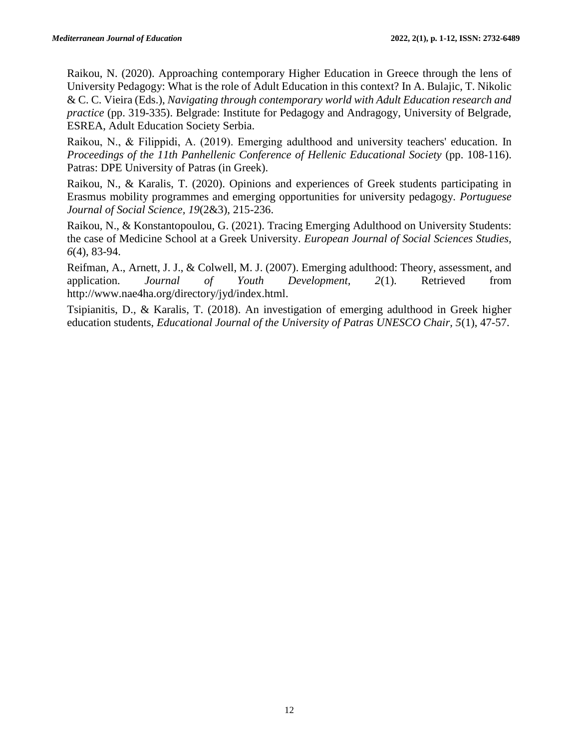Raikou, N. (2020). Approaching contemporary Higher Education in Greece through the lens of University Pedagogy: What is the role of Adult Education in this context? In A. Bulajic, T. Nikolic & C. C. Vieira (Eds.), *Navigating through contemporary world with Adult Education research and practice* (pp. 319-335). Belgrade: Institute for Pedagogy and Andragogy, University of Belgrade, ESREA, Adult Education Society Serbia.

Raikou, N., & Filippidi, A. (2019). Emerging adulthood and university teachers' education. In *Proceedings of the 11th Panhellenic Conference of Hellenic Educational Society* (pp. 108-116). Patras: DPE University of Patras (in Greek).

Raikou, N., & Karalis, T. (2020). Opinions and experiences of Greek students participating in Erasmus mobility programmes and emerging opportunities for university pedagogy. *Portuguese Journal of Social Science, 19*(2&3), 215-236.

Raikou, N., & Konstantopoulou, G. (2021). Tracing Emerging Adulthood on University Students: the case of Medicine School at a Greek University. *European Journal of Social Sciences Studies, 6*(4), 83-94.

Reifman, A., Arnett, J. J., & Colwell, M. J. (2007). Emerging adulthood: Theory, assessment, and application. *Journal of Youth Development, 2*(1). Retrieved from http://www.nae4ha.org/directory/jyd/index.html.

Tsipianitis, D., & Karalis, T. (2018). An investigation of emerging adulthood in Greek higher education students, *Educational Journal of the University of Patras UNESCO Chair, 5*(1), 47-57.